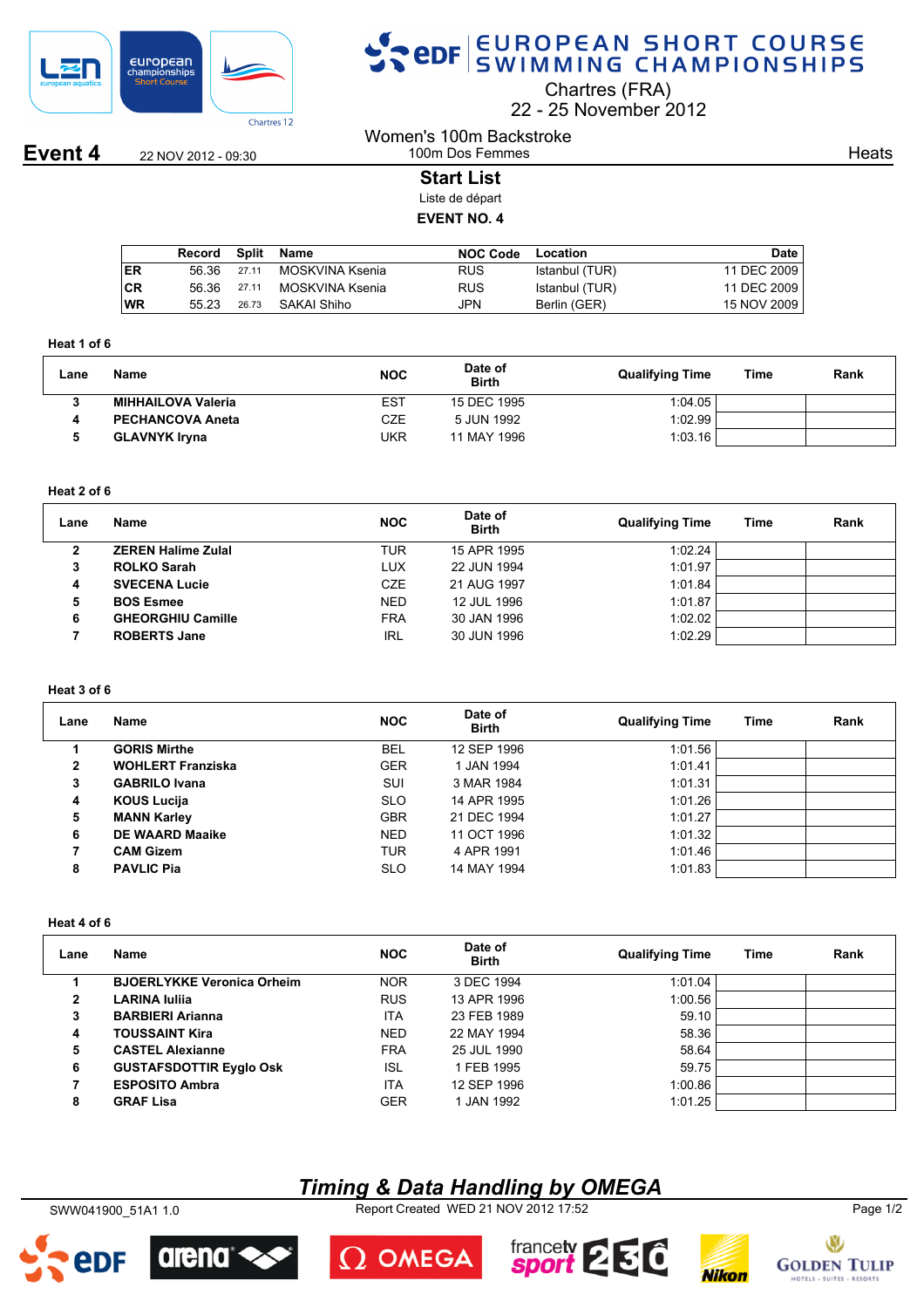# EUROPEAN SHORT COURSE SWIMMING CHAMPIONSHIPS

Chartres (FRA)
22 - 25 November 2012

**Event 4** 22 NOV 2012 - 09:30

Women's 100m Backstroke
100m Dos Femmes

Heats

## Start List

Liste de départ

**EVENT NO. 4**

| | Record | Split | Name | NOC Code | Location | Date |
|---|---|---|---|---|---|---|
| ER | 56.36 | 27.11 | MOSKVINA Ksenia | RUS | Istanbul (TUR) | 11 DEC 2009 |
| CR | 56.36 | 27.11 | MOSKVINA Ksenia | RUS | Istanbul (TUR) | 11 DEC 2009 |
| WR | 55.23 | 26.73 | SAKAI Shiho | JPN | Berlin (GER) | 15 NOV 2009 |

### Heat 1 of 6

| Lane | Name | NOC | Date of Birth | Qualifying Time | Time | Rank |
|---|---|---|---|---|---|---|
| 3 | MIHHAILOVA Valeria | EST | 15 DEC 1995 | 1:04.05 | | |
| 4 | PECHANCOVA Aneta | CZE | 5 JUN 1992 | 1:02.99 | | |
| 5 | GLAVNYK Iryna | UKR | 11 MAY 1996 | 1:03.16 | | |

### Heat 2 of 6

| Lane | Name | NOC | Date of Birth | Qualifying Time | Time | Rank |
|---|---|---|---|---|---|---|
| 2 | ZEREN Halime Zulal | TUR | 15 APR 1995 | 1:02.24 | | |
| 3 | ROLKO Sarah | LUX | 22 JUN 1994 | 1:01.97 | | |
| 4 | SVECENA Lucie | CZE | 21 AUG 1997 | 1:01.84 | | |
| 5 | BOS Esmee | NED | 12 JUL 1996 | 1:01.87 | | |
| 6 | GHEORGHIU Camille | FRA | 30 JAN 1996 | 1:02.02 | | |
| 7 | ROBERTS Jane | IRL | 30 JUN 1996 | 1:02.29 | | |

### Heat 3 of 6

| Lane | Name | NOC | Date of Birth | Qualifying Time | Time | Rank |
|---|---|---|---|---|---|---|
| 1 | GORIS Mirthe | BEL | 12 SEP 1996 | 1:01.56 | | |
| 2 | WOHLERT Franziska | GER | 1 JAN 1994 | 1:01.41 | | |
| 3 | GABRILO Ivana | SUI | 3 MAR 1984 | 1:01.31 | | |
| 4 | KOUS Lucija | SLO | 14 APR 1995 | 1:01.26 | | |
| 5 | MANN Karley | GBR | 21 DEC 1994 | 1:01.27 | | |
| 6 | DE WAARD Maaike | NED | 11 OCT 1996 | 1:01.32 | | |
| 7 | CAM Gizem | TUR | 4 APR 1991 | 1:01.46 | | |
| 8 | PAVLIC Pia | SLO | 14 MAY 1994 | 1:01.83 | | |

### Heat 4 of 6

| Lane | Name | NOC | Date of Birth | Qualifying Time | Time | Rank |
|---|---|---|---|---|---|---|
| 1 | BJOERLYKKE Veronica Orheim | NOR | 3 DEC 1994 | 1:01.04 | | |
| 2 | LARINA Iuliia | RUS | 13 APR 1996 | 1:00.56 | | |
| 3 | BARBIERI Arianna | ITA | 23 FEB 1989 | 59.10 | | |
| 4 | TOUSSAINT Kira | NED | 22 MAY 1994 | 58.36 | | |
| 5 | CASTEL Alexianne | FRA | 25 JUL 1990 | 58.64 | | |
| 6 | GUSTAFSDOTTIR Eyglo Osk | ISL | 1 FEB 1995 | 59.75 | | |
| 7 | ESPOSITO Ambra | ITA | 12 SEP 1996 | 1:00.86 | | |
| 8 | GRAF Lisa | GER | 1 JAN 1992 | 1:01.25 | | |

*Timing & Data Handling by OMEGA*

SWW041900_51A1 1.0 Report Created WED 21 NOV 2012 17:52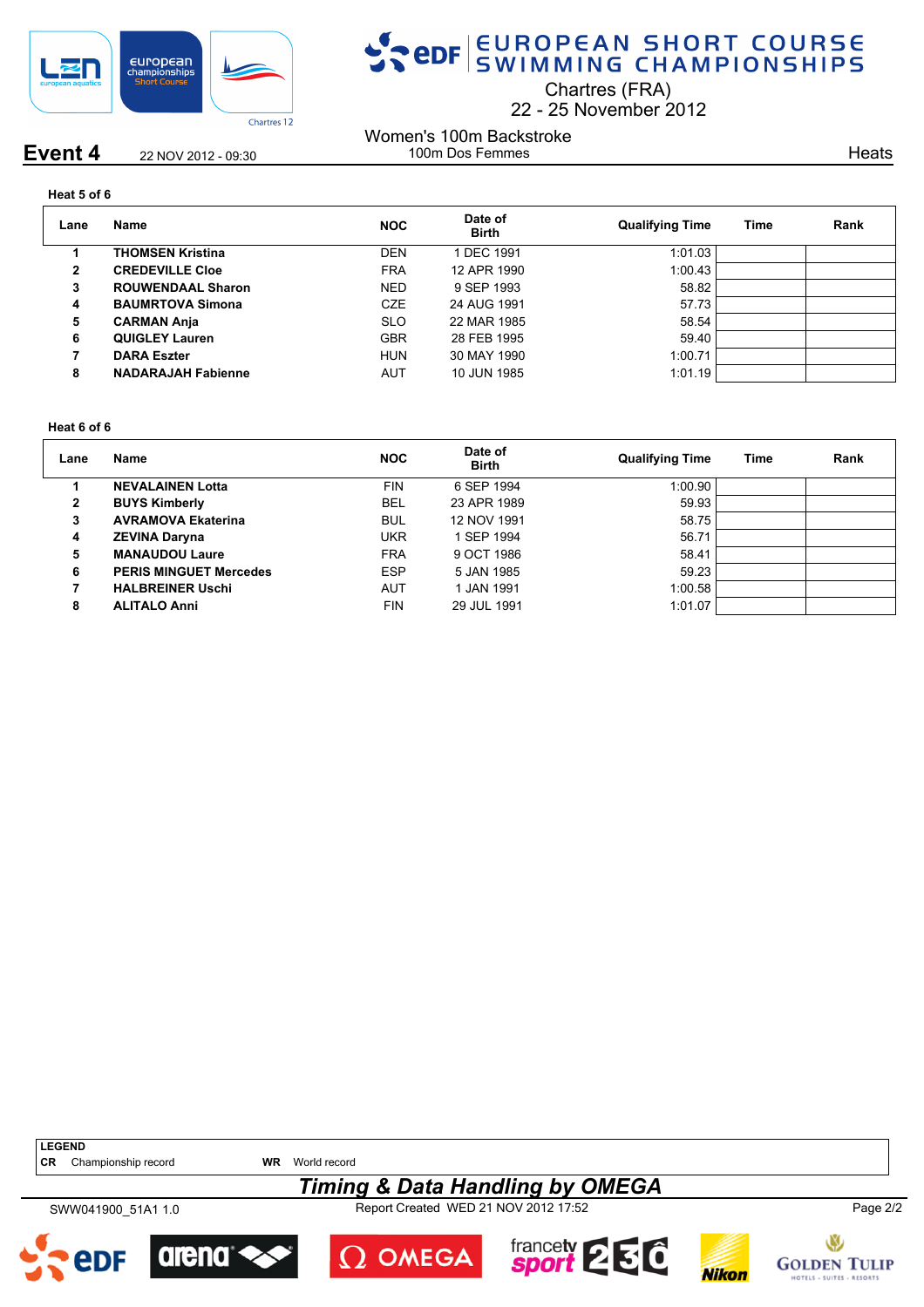# EUROPEAN SHORT COURSE SWIMMING CHAMPIONSHIPS

Chartres (FRA)
22 - 25 November 2012

**Event 4** 22 NOV 2012 - 09:30

Women's 100m Backstroke
100m Dos Femmes

Heats

### Heat 5 of 6

| Lane | Name | NOC | Date of Birth | Qualifying Time | Time | Rank |
|---|---|---|---|---|---|---|
| 1 | **THOMSEN Kristina** | DEN | 1 DEC 1991 | 1:01.03 | | |
| 2 | **CREDEVILLE Cloe** | FRA | 12 APR 1990 | 1:00.43 | | |
| 3 | **ROUWENDAAL Sharon** | NED | 9 SEP 1993 | 58.82 | | |
| 4 | **BAUMRTOVA Simona** | CZE | 24 AUG 1991 | 57.73 | | |
| 5 | **CARMAN Anja** | SLO | 22 MAR 1985 | 58.54 | | |
| 6 | **QUIGLEY Lauren** | GBR | 28 FEB 1995 | 59.40 | | |
| 7 | **DARA Eszter** | HUN | 30 MAY 1990 | 1:00.71 | | |
| 8 | **NADARAJAH Fabienne** | AUT | 10 JUN 1985 | 1:01.19 | | |

### Heat 6 of 6

| Lane | Name | NOC | Date of Birth | Qualifying Time | Time | Rank |
|---|---|---|---|---|---|---|
| 1 | **NEVALAINEN Lotta** | FIN | 6 SEP 1994 | 1:00.90 | | |
| 2 | **BUYS Kimberly** | BEL | 23 APR 1989 | 59.93 | | |
| 3 | **AVRAMOVA Ekaterina** | BUL | 12 NOV 1991 | 58.75 | | |
| 4 | **ZEVINA Daryna** | UKR | 1 SEP 1994 | 56.71 | | |
| 5 | **MANAUDOU Laure** | FRA | 9 OCT 1986 | 58.41 | | |
| 6 | **PERIS MINGUET Mercedes** | ESP | 5 JAN 1985 | 59.23 | | |
| 7 | **HALBREINER Uschi** | AUT | 1 JAN 1991 | 1:00.58 | | |
| 8 | **ALITALO Anni** | FIN | 29 JUL 1991 | 1:01.07 | | |

**LEGEND**
**CR** Championship record **WR** World record

***Timing & Data Handling by OMEGA***

SWW041900_51A1 1.0 Report Created WED 21 NOV 2012 17:52